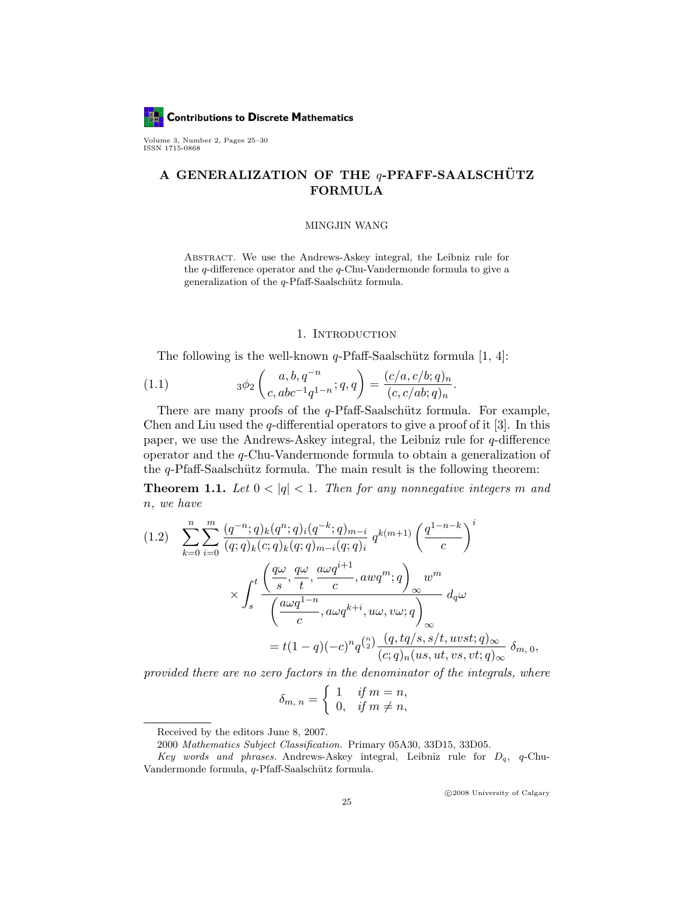# A GENERALIZATION OF THE $q$-PFAFF-SAALSCHÜTZ FORMULA

MINGJIN WANG

Abstract. We use the Andrews-Askey integral, the Leibniz rule for the $q$-difference operator and the $q$-Chu-Vandermonde formula to give a generalization of the $q$-Pfaff-Saalschütz formula.

## 1. Introduction

The following is the well-known $q$-Pfaff-Saalschütz formula [1, 4]:

$$ {}_3\phi_2\left(\begin{matrix} a, b, q^{-n} \\ c, abc^{-1}q^{1-n} \end{matrix}; q, q\right) = \frac{(c/a, c/b; q)_n}{(c, c/ab; q)_n}. \tag{1.1}$$

There are many proofs of the $q$-Pfaff-Saalschütz formula. For example, Chen and Liu used the $q$-differential operators to give a proof of it [3]. In this paper, we use the Andrews-Askey integral, the Leibniz rule for $q$-difference operator and the $q$-Chu-Vandermonde formula to obtain a generalization of the $q$-Pfaff-Saalschütz formula. The main result is the following theorem:

**Theorem 1.1.** *Let $0 < |q| < 1$. Then for any nonnegative integers $m$ and $n$, we have*

$$\begin{aligned}
\sum_{k=0}^{n}\sum_{i=0}^{m} &\frac{(q^{-n};q)_k (q^n;q)_i (q^{-k};q)_{m-i}}{(q;q)_k (c;q)_k (q;q)_{m-i} (q;q)_i}\, q^{k(m+1)} \left(\frac{q^{1-n-k}}{c}\right)^i \\
&\times \int_s^t \frac{\left(\dfrac{q\omega}{s}, \dfrac{q\omega}{t}, \dfrac{a\omega q^{i+1}}{c}, aw q^m; q\right)_\infty}{\left(\dfrac{a\omega q^{1-n}}{c}, a\omega q^{k+i}, u\omega, v\omega; q\right)_\infty}\, w^m \, d_q\omega \\
&= t(1-q)(-c)^n q^{\binom{n}{2}} \frac{(q, tq/s, s/t, uvst; q)_\infty}{(c;q)_n (us, ut, vs, vt; q)_\infty}\, \delta_{m,0},
\end{aligned} \tag{1.2}$$

*provided there are no zero factors in the denominator of the integrals, where*

$$\delta_{m,n} = \begin{cases} 1 & \text{if } m = n, \\ 0, & \text{if } m \neq n, \end{cases}$$

Received by the editors June 8, 2007.

2000 *Mathematics Subject Classification.* Primary 05A30, 33D15, 33D05.

*Key words and phrases.* Andrews-Askey integral, Leibniz rule for $D_q$, $q$-Chu-Vandermonde formula, $q$-Pfaff-Saalschütz formula.

©2008 University of Calgary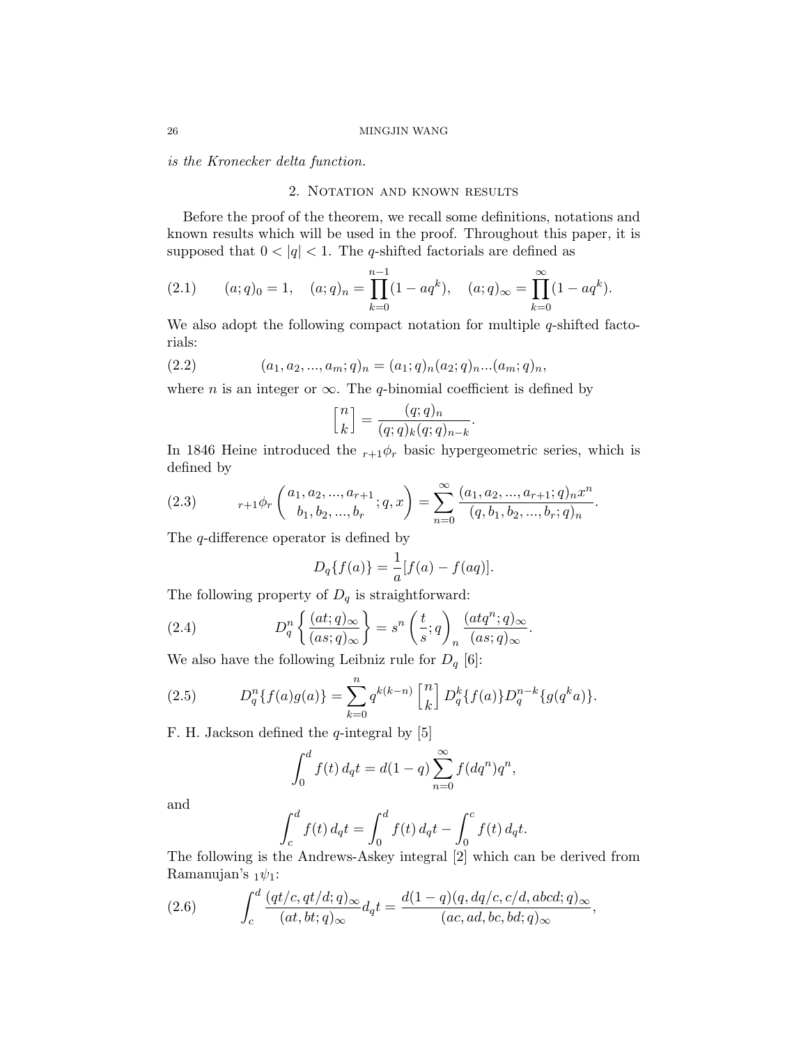*is the Kronecker delta function.*

## 2. Notation and known results

Before the proof of the theorem, we recall some definitions, notations and known results which will be used in the proof. Throughout this paper, it is supposed that $0 < |q| < 1$. The $q$-shifted factorials are defined as

$$(a;q)_0 = 1, \quad (a;q)_n = \prod_{k=0}^{n-1}(1-aq^k), \quad (a;q)_\infty = \prod_{k=0}^{\infty}(1-aq^k). \tag{2.1}$$

We also adopt the following compact notation for multiple $q$-shifted factorials:

$$(a_1, a_2, ..., a_m; q)_n = (a_1;q)_n (a_2;q)_n ... (a_m;q)_n, \tag{2.2}$$

where $n$ is an integer or $\infty$. The $q$-binomial coefficient is defined by

$$\begin{bmatrix} n \\ k \end{bmatrix} = \frac{(q;q)_n}{(q;q)_k (q;q)_{n-k}}.$$

In 1846 Heine introduced the ${}_{r+1}\phi_r$ basic hypergeometric series, which is defined by

$${}_{r+1}\phi_r \left( \begin{matrix} a_1, a_2, ..., a_{r+1} \\ b_1, b_2, ..., b_r \end{matrix} ; q, x \right) = \sum_{n=0}^{\infty} \frac{(a_1, a_2, ..., a_{r+1}; q)_n x^n}{(q, b_1, b_2, ..., b_r; q)_n}. \tag{2.3}$$

The $q$-difference operator is defined by

$$D_q\{f(a)\} = \frac{1}{a}[f(a) - f(aq)].$$

The following property of $D_q$ is straightforward:

$$D_q^n \left\{ \frac{(at;q)_\infty}{(as;q)_\infty} \right\} = s^n \left( \frac{t}{s}; q \right)_n \frac{(atq^n;q)_\infty}{(as;q)_\infty}. \tag{2.4}$$

We also have the following Leibniz rule for $D_q$ [6]:

$$D_q^n\{f(a)g(a)\} = \sum_{k=0}^{n} q^{k(k-n)} \begin{bmatrix} n \\ k \end{bmatrix} D_q^k\{f(a)\} D_q^{n-k}\{g(q^k a)\}. \tag{2.5}$$

F. H. Jackson defined the $q$-integral by [5]

$$\int_0^d f(t)\, d_q t = d(1-q) \sum_{n=0}^{\infty} f(dq^n) q^n,$$

and

$$\int_c^d f(t)\, d_q t = \int_0^d f(t)\, d_q t - \int_0^c f(t)\, d_q t.$$

The following is the Andrews-Askey integral [2] which can be derived from Ramanujan's ${}_1\psi_1$:

$$\int_c^d \frac{(qt/c, qt/d; q)_\infty}{(at, bt; q)_\infty} d_q t = \frac{d(1-q)(q, dq/c, c/d, abcd; q)_\infty}{(ac, ad, bc, bd; q)_\infty}, \tag{2.6}$$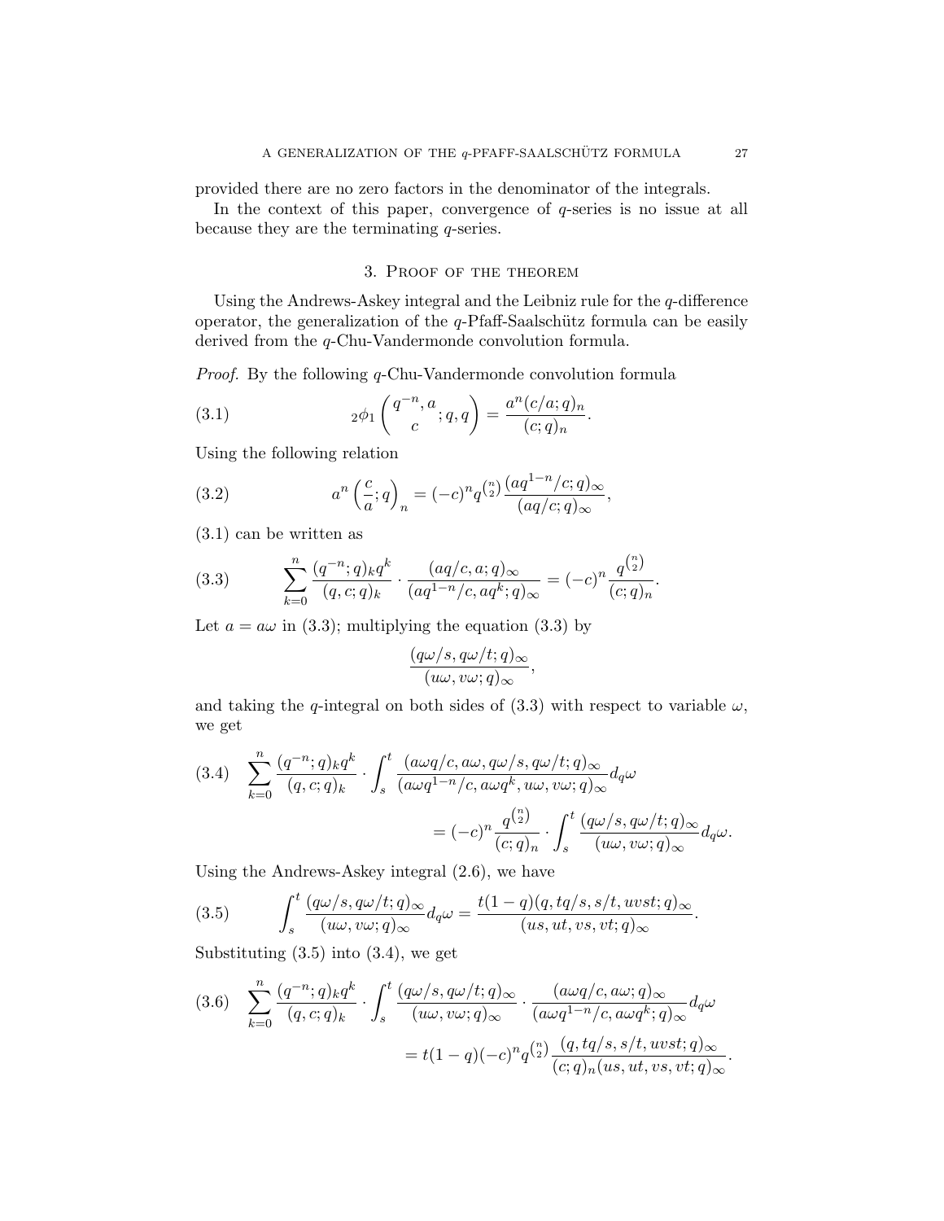provided there are no zero factors in the denominator of the integrals.

In the context of this paper, convergence of $q$-series is no issue at all because they are the terminating $q$-series.

## 3. Proof of the theorem

Using the Andrews-Askey integral and the Leibniz rule for the $q$-difference operator, the generalization of the $q$-Pfaff-Saalschütz formula can be easily derived from the $q$-Chu-Vandermonde convolution formula.

*Proof.* By the following $q$-Chu-Vandermonde convolution formula

$$
{}_2\phi_1\left(\begin{matrix} q^{-n}, a \\ c \end{matrix}; q, q\right) = \frac{a^n (c/a;q)_n}{(c;q)_n}. \tag{3.1}
$$

Using the following relation

$$
a^n \left(\frac{c}{a};q\right)_n = (-c)^n q^{\binom{n}{2}} \frac{(aq^{1-n}/c;q)_\infty}{(aq/c;q)_\infty}, \tag{3.2}
$$

(3.1) can be written as

$$
\sum_{k=0}^{n} \frac{(q^{-n};q)_k q^k}{(q,c;q)_k} \cdot \frac{(aq/c,a;q)_\infty}{(aq^{1-n}/c, aq^k;q)_\infty} = (-c)^n \frac{q^{\binom{n}{2}}}{(c;q)_n}. \tag{3.3}
$$

Let $a = a\omega$ in (3.3); multiplying the equation (3.3) by

$$
\frac{(q\omega/s, q\omega/t;q)_\infty}{(u\omega, v\omega;q)_\infty},
$$

and taking the $q$-integral on both sides of (3.3) with respect to variable $\omega$, we get

$$
\sum_{k=0}^{n} \frac{(q^{-n};q)_k q^k}{(q,c;q)_k} \cdot \int_s^t \frac{(a\omega q/c, a\omega, q\omega/s, q\omega/t;q)_\infty}{(a\omega q^{1-n}/c, a\omega q^k, u\omega, v\omega;q)_\infty} d_q\omega
= (-c)^n \frac{q^{\binom{n}{2}}}{(c;q)_n} \cdot \int_s^t \frac{(q\omega/s, q\omega/t;q)_\infty}{(u\omega, v\omega;q)_\infty} d_q\omega. \tag{3.4}
$$

Using the Andrews-Askey integral (2.6), we have

$$
\int_s^t \frac{(q\omega/s, q\omega/t;q)_\infty}{(u\omega, v\omega;q)_\infty} d_q\omega = \frac{t(1-q)(q, tq/s, s/t, uvst;q)_\infty}{(us, ut, vs, vt;q)_\infty}. \tag{3.5}
$$

Substituting (3.5) into (3.4), we get

$$
\sum_{k=0}^{n} \frac{(q^{-n};q)_k q^k}{(q,c;q)_k} \cdot \int_s^t \frac{(q\omega/s, q\omega/t;q)_\infty}{(u\omega, v\omega;q)_\infty} \cdot \frac{(a\omega q/c, a\omega;q)_\infty}{(a\omega q^{1-n}/c, a\omega q^k;q)_\infty} d_q\omega
= t(1-q)(-c)^n q^{\binom{n}{2}} \frac{(q, tq/s, s/t, uvst;q)_\infty}{(c;q)_n (us, ut, vs, vt;q)_\infty}. \tag{3.6}
$$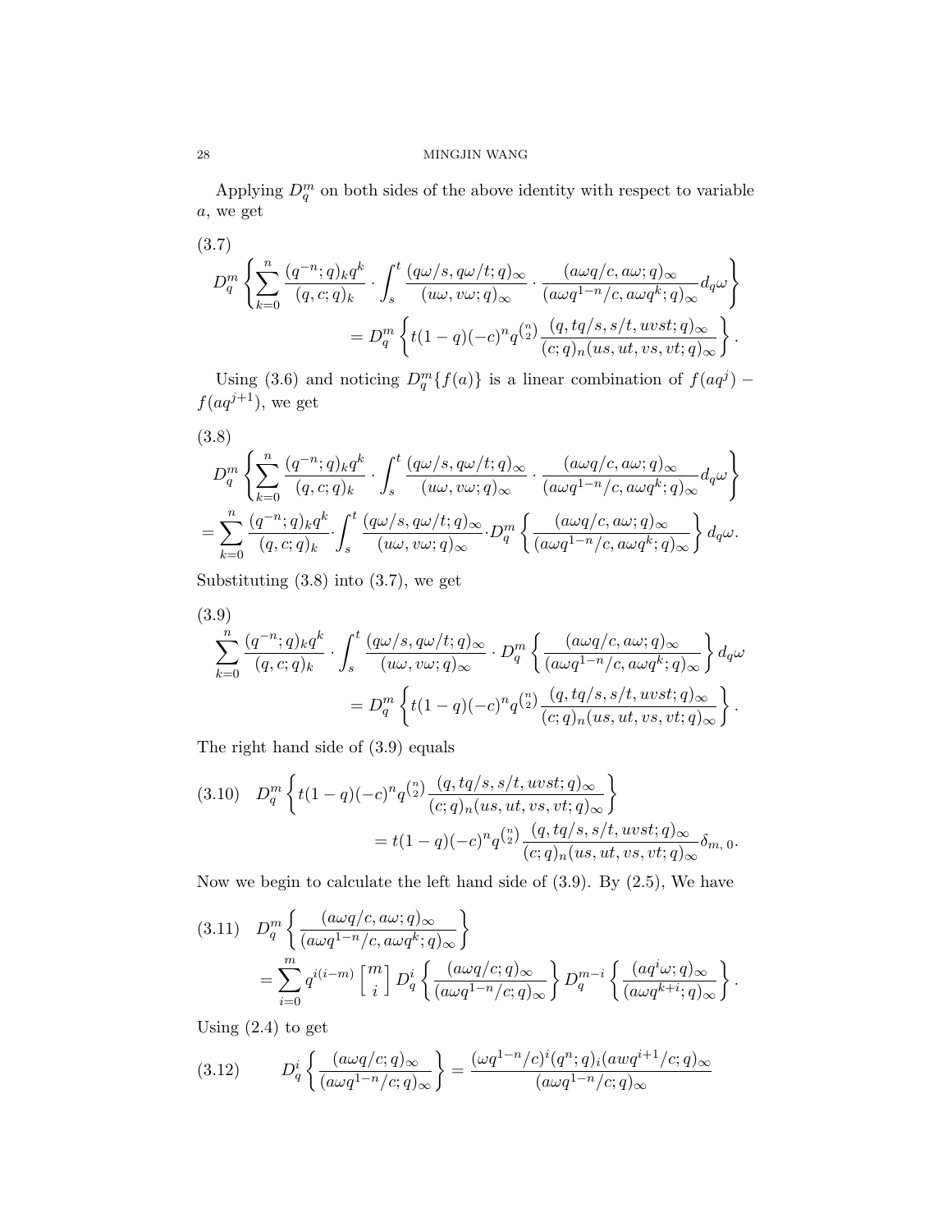Applying $D_q^m$ on both sides of the above identity with respect to variable $a$, we get

$$
\begin{aligned}
&D_q^m\left\{\sum_{k=0}^{n}\frac{(q^{-n};q)_k q^k}{(q,c;q)_k}\cdot\int_s^t\frac{(q\omega/s,q\omega/t;q)_\infty}{(u\omega,v\omega;q)_\infty}\cdot\frac{(a\omega q/c,a\omega;q)_\infty}{(a\omega q^{1-n}/c,a\omega q^k;q)_\infty}d_q\omega\right\}\\
&\qquad\qquad= D_q^m\left\{t(1-q)(-c)^n q^{\binom{n}{2}}\frac{(q,tq/s,s/t,uvst;q)_\infty}{(c;q)_n(us,ut,vs,vt;q)_\infty}\right\}.
\end{aligned}\tag{3.7}
$$

Using (3.6) and noticing $D_q^m\{f(a)\}$ is a linear combination of $f(aq^j)-f(aq^{j+1})$, we get

$$
\begin{aligned}
&D_q^m\left\{\sum_{k=0}^{n}\frac{(q^{-n};q)_k q^k}{(q,c;q)_k}\cdot\int_s^t\frac{(q\omega/s,q\omega/t;q)_\infty}{(u\omega,v\omega;q)_\infty}\cdot\frac{(a\omega q/c,a\omega;q)_\infty}{(a\omega q^{1-n}/c,a\omega q^k;q)_\infty}d_q\omega\right\}\\
&=\sum_{k=0}^{n}\frac{(q^{-n};q)_k q^k}{(q,c;q)_k}\cdot\int_s^t\frac{(q\omega/s,q\omega/t;q)_\infty}{(u\omega,v\omega;q)_\infty}\cdot D_q^m\left\{\frac{(a\omega q/c,a\omega;q)_\infty}{(a\omega q^{1-n}/c,a\omega q^k;q)_\infty}\right\}d_q\omega.
\end{aligned}\tag{3.8}
$$

Substituting (3.8) into (3.7), we get

$$
\begin{aligned}
&\sum_{k=0}^{n}\frac{(q^{-n};q)_k q^k}{(q,c;q)_k}\cdot\int_s^t\frac{(q\omega/s,q\omega/t;q)_\infty}{(u\omega,v\omega;q)_\infty}\cdot D_q^m\left\{\frac{(a\omega q/c,a\omega;q)_\infty}{(a\omega q^{1-n}/c,a\omega q^k;q)_\infty}\right\}d_q\omega\\
&\qquad\qquad= D_q^m\left\{t(1-q)(-c)^n q^{\binom{n}{2}}\frac{(q,tq/s,s/t,uvst;q)_\infty}{(c;q)_n(us,ut,vs,vt;q)_\infty}\right\}.
\end{aligned}\tag{3.9}
$$

The right hand side of (3.9) equals

$$
\begin{aligned}
&D_q^m\left\{t(1-q)(-c)^n q^{\binom{n}{2}}\frac{(q,tq/s,s/t,uvst;q)_\infty}{(c;q)_n(us,ut,vs,vt;q)_\infty}\right\}\\
&\qquad\qquad= t(1-q)(-c)^n q^{\binom{n}{2}}\frac{(q,tq/s,s/t,uvst;q)_\infty}{(c;q)_n(us,ut,vs,vt;q)_\infty}\delta_{m,\,0}.
\end{aligned}\tag{3.10}
$$

Now we begin to calculate the left hand side of (3.9). By (2.5), We have

$$
\begin{aligned}
&D_q^m\left\{\frac{(a\omega q/c,a\omega;q)_\infty}{(a\omega q^{1-n}/c,a\omega q^k;q)_\infty}\right\}\\
&\qquad= \sum_{i=0}^{m} q^{i(i-m)}\begin{bmatrix} m\\ i\end{bmatrix} D_q^i\left\{\frac{(a\omega q/c;q)_\infty}{(a\omega q^{1-n}/c;q)_\infty}\right\} D_q^{m-i}\left\{\frac{(aq^i\omega;q)_\infty}{(a\omega q^{k+i};q)_\infty}\right\}.
\end{aligned}\tag{3.11}
$$

Using (2.4) to get

$$
D_q^i\left\{\frac{(a\omega q/c;q)_\infty}{(a\omega q^{1-n}/c;q)_\infty}\right\}=\frac{(\omega q^{1-n}/c)^i(q^n;q)_i(awq^{i+1}/c;q)_\infty}{(a\omega q^{1-n}/c;q)_\infty}\tag{3.12}
$$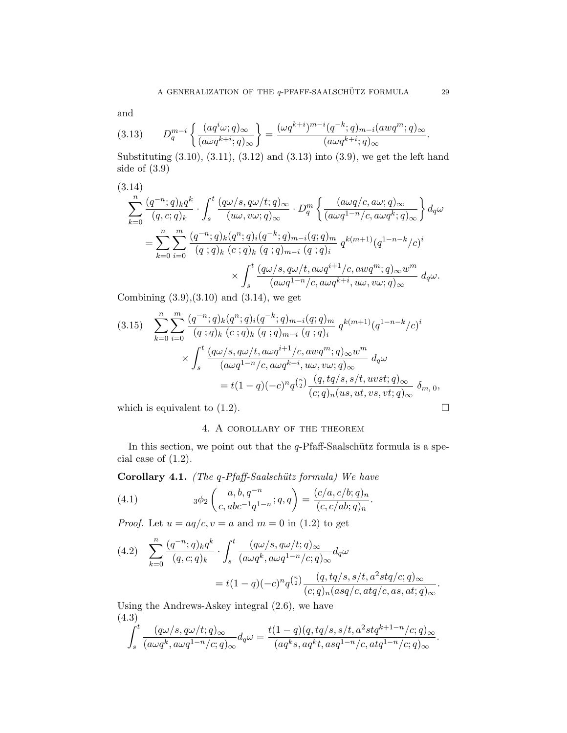and

$$
D_q^{m-i}\left\{\frac{(aq^i\omega;q)_\infty}{(a\omega q^{k+i};q)_\infty}\right\}=\frac{(\omega q^{k+i})^{m-i}(q^{-k};q)_{m-i}(awq^m;q)_\infty}{(a\omega q^{k+i};q)_\infty}. \tag{3.13}
$$

Substituting (3.10), (3.11), (3.12) and (3.13) into (3.9), we get the left hand side of (3.9)

$$
\begin{aligned}
&\sum_{k=0}^{n}\frac{(q^{-n};q)_kq^k}{(q,c;q)_k}\cdot\int_s^t\frac{(q\omega/s,q\omega/t;q)_\infty}{(u\omega,v\omega;q)_\infty}\cdot D_q^m\left\{\frac{(a\omega q/c,a\omega;q)_\infty}{(a\omega q^{1-n}/c,a\omega q^k;q)_\infty}\right\}d_q\omega\\
&\quad=\sum_{k=0}^{n}\sum_{i=0}^{m}\frac{(q^{-n};q)_k(q^n;q)_i(q^{-k};q)_{m-i}(q;q)_m}{(q\,;q)_k\,(c\,;q)_k\,(q\,;q)_{m-i}\,(q\,;q)_i}\;q^{k(m+1)}(q^{1-n-k}/c)^i\\
&\qquad\qquad\times\int_s^t\frac{(q\omega/s,q\omega/t,a\omega q^{i+1}/c,awq^m;q)_\infty w^m}{(a\omega q^{1-n}/c,a\omega q^{k+i},u\omega,v\omega;q)_\infty}\;d_q\omega.
\end{aligned} \tag{3.14}
$$

Combining (3.9),(3.10) and (3.14), we get

$$
\begin{aligned}
&\sum_{k=0}^{n}\sum_{i=0}^{m}\frac{(q^{-n};q)_k(q^n;q)_i(q^{-k};q)_{m-i}(q;q)_m}{(q\,;q)_k\,(c\,;q)_k\,(q\,;q)_{m-i}\,(q\,;q)_i}\;q^{k(m+1)}(q^{1-n-k}/c)^i\\
&\qquad\times\int_s^t\frac{(q\omega/s,q\omega/t,a\omega q^{i+1}/c,awq^m;q)_\infty w^m}{(a\omega q^{1-n}/c,a\omega q^{k+i},u\omega,v\omega;q)_\infty}\;d_q\omega\\
&\qquad\qquad=t(1-q)(-c)^nq^{\binom{n}{2}}\frac{(q,tq/s,s/t,uvst;q)_\infty}{(c;q)_n(us,ut,vs,vt;q)_\infty}\;\delta_{m,\,0},
\end{aligned} \tag{3.15}
$$

which is equivalent to (1.2). $\square$

## 4. A corollary of the theorem

In this section, we point out that the $q$-Pfaff-Saalschütz formula is a special case of (1.2).

**Corollary 4.1.** *(The q-Pfaff-Saalschütz formula) We have*

$$
{}_3\phi_2\left(\begin{matrix}a,b,q^{-n}\\c,abc^{-1}q^{1-n}\end{matrix};q,q\right)=\frac{(c/a,c/b;q)_n}{(c,c/ab;q)_n}. \tag{4.1}
$$

*Proof.* Let $u=aq/c, v=a$ and $m=0$ in (1.2) to get

$$
\begin{aligned}
&\sum_{k=0}^{n}\frac{(q^{-n};q)_kq^k}{(q,c;q)_k}\cdot\int_s^t\frac{(q\omega/s,q\omega/t;q)_\infty}{(a\omega q^k,a\omega q^{1-n}/c;q)_\infty}d_q\omega\\
&\qquad=t(1-q)(-c)^nq^{\binom{n}{2}}\frac{(q,tq/s,s/t,a^2stq/c;q)_\infty}{(c;q)_n(asq/c,atq/c,as,at;q)_\infty}.
\end{aligned} \tag{4.2}
$$

Using the Andrews-Askey integral (2.6), we have

$$
\int_s^t\frac{(q\omega/s,q\omega/t;q)_\infty}{(a\omega q^k,a\omega q^{1-n}/c;q)_\infty}d_q\omega=\frac{t(1-q)(q,tq/s,s/t,a^2stq^{k+1-n}/c;q)_\infty}{(aq^ks,aq^kt,asq^{1-n}/c,atq^{1-n}/c;q)_\infty}. \tag{4.3}
$$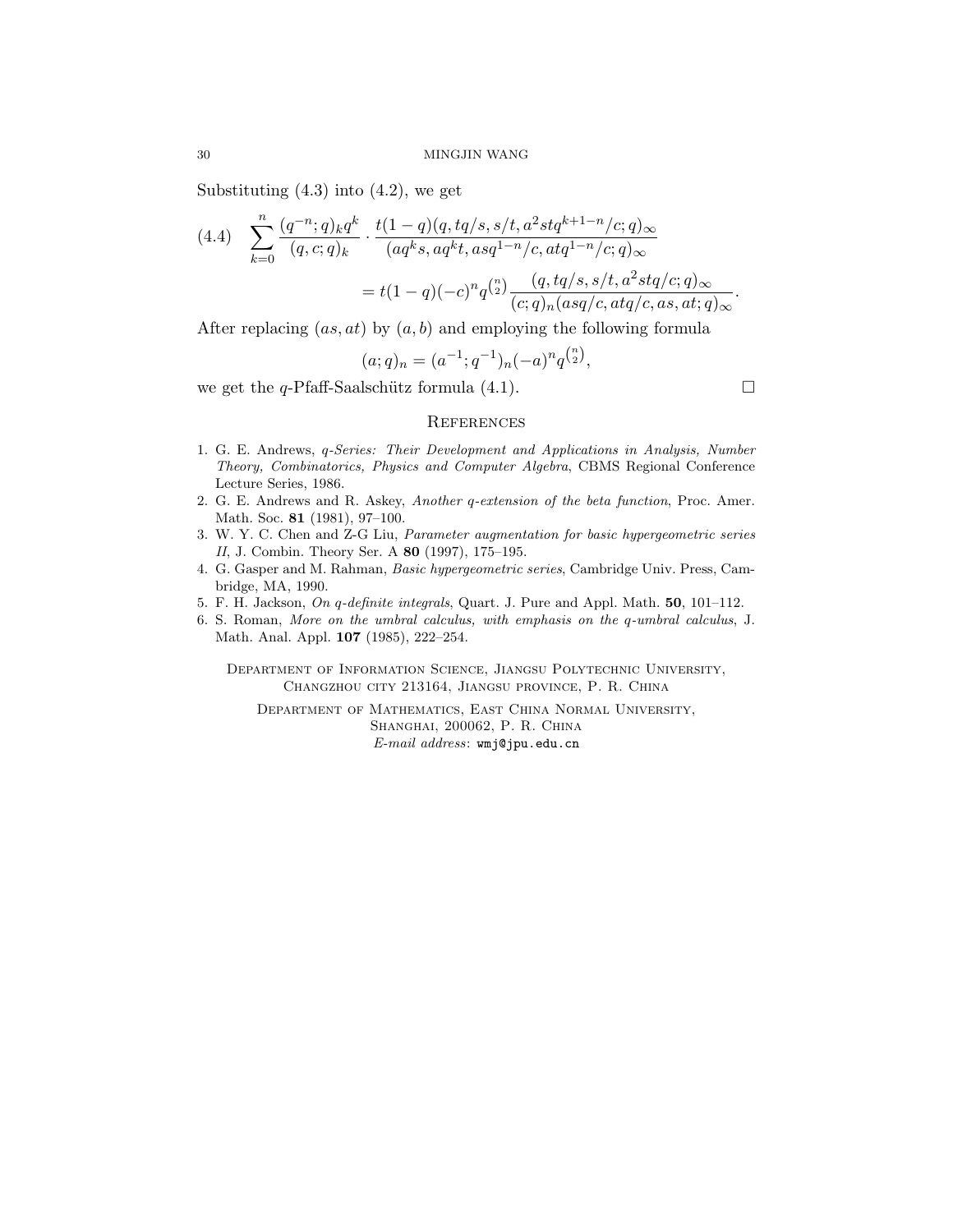Substituting (4.3) into (4.2), we get

$$
(4.4)\quad \sum_{k=0}^{n} \frac{(q^{-n};q)_k q^k}{(q,c;q)_k} \cdot \frac{t(1-q)(q,tq/s,s/t,a^2stq^{k+1-n}/c;q)_\infty}{(aq^k s, aq^k t, asq^{1-n}/c, atq^{1-n}/c;q)_\infty}
$$

$$
= t(1-q)(-c)^n q^{\binom{n}{2}} \frac{(q,tq/s,s/t,a^2stq/c;q)_\infty}{(c;q)_n (asq/c, atq/c, as, at;q)_\infty}.
$$

After replacing $(as, at)$ by $(a, b)$ and employing the following formula

$$
(a;q)_n = (a^{-1};q^{-1})_n (-a)^n q^{\binom{n}{2}},
$$

we get the $q$-Pfaff-Saalschütz formula (4.1). □

## References

1. G. E. Andrews, *q-Series: Their Development and Applications in Analysis, Number Theory, Combinatorics, Physics and Computer Algebra*, CBMS Regional Conference Lecture Series, 1986.
2. G. E. Andrews and R. Askey, *Another q-extension of the beta function*, Proc. Amer. Math. Soc. **81** (1981), 97–100.
3. W. Y. C. Chen and Z-G Liu, *Parameter augmentation for basic hypergeometric series II*, J. Combin. Theory Ser. A **80** (1997), 175–195.
4. G. Gasper and M. Rahman, *Basic hypergeometric series*, Cambridge Univ. Press, Cambridge, MA, 1990.
5. F. H. Jackson, *On q-definite integrals*, Quart. J. Pure and Appl. Math. **50**, 101–112.
6. S. Roman, *More on the umbral calculus, with emphasis on the q-umbral calculus*, J. Math. Anal. Appl. **107** (1985), 222–254.

Department of Information Science, Jiangsu Polytechnic University, Changzhou city 213164, Jiangsu province, P. R. China

Department of Mathematics, East China Normal University, Shanghai, 200062, P. R. China

*E-mail address*: wmj@jpu.edu.cn